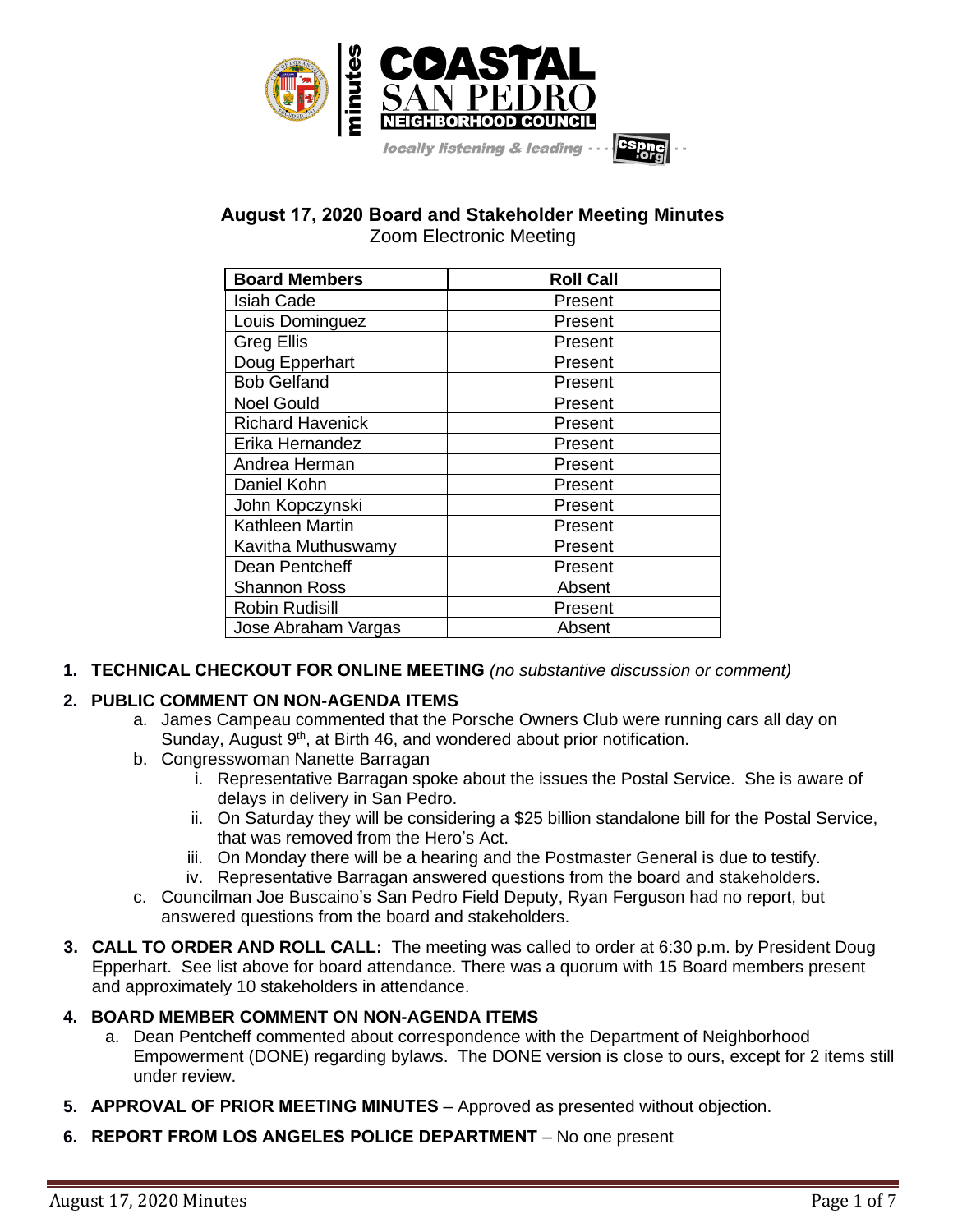# August 17, 2020 Board and Stakeholder Meeting Minutes

Zoom Electronic Meeting

| Board Members | Roll Call |
|---|---|
| Isiah Cade | Present |
| Louis Dominguez | Present |
| Greg Ellis | Present |
| Doug Epperhart | Present |
| Bob Gelfand | Present |
| Noel Gould | Present |
| Richard Havenick | Present |
| Erika Hernandez | Present |
| Andrea Herman | Present |
| Daniel Kohn | Present |
| John Kopczynski | Present |
| Kathleen Martin | Present |
| Kavitha Muthuswamy | Present |
| Dean Pentcheff | Present |
| Shannon Ross | Absent |
| Robin Rudisill | Present |
| Jose Abraham Vargas | Absent |

1. **TECHNICAL CHECKOUT FOR ONLINE MEETING** *(no substantive discussion or comment)*

2. **PUBLIC COMMENT ON NON-AGENDA ITEMS**
   a. James Campeau commented that the Porsche Owners Club were running cars all day on Sunday, August 9th, at Birth 46, and wondered about prior notification.
   b. Congresswoman Nanette Barragan
      i. Representative Barragan spoke about the issues the Postal Service. She is aware of delays in delivery in San Pedro.
      ii. On Saturday they will be considering a $25 billion standalone bill for the Postal Service, that was removed from the Hero's Act.
      iii. On Monday there will be a hearing and the Postmaster General is due to testify.
      iv. Representative Barragan answered questions from the board and stakeholders.
   c. Councilman Joe Buscaino's San Pedro Field Deputy, Ryan Ferguson had no report, but answered questions from the board and stakeholders.

3. **CALL TO ORDER AND ROLL CALL:** The meeting was called to order at 6:30 p.m. by President Doug Epperhart. See list above for board attendance. There was a quorum with 15 Board members present and approximately 10 stakeholders in attendance.

4. **BOARD MEMBER COMMENT ON NON-AGENDA ITEMS**
   a. Dean Pentcheff commented about correspondence with the Department of Neighborhood Empowerment (DONE) regarding bylaws. The DONE version is close to ours, except for 2 items still under review.

5. **APPROVAL OF PRIOR MEETING MINUTES** – Approved as presented without objection.

6. **REPORT FROM LOS ANGELES POLICE DEPARTMENT** – No one present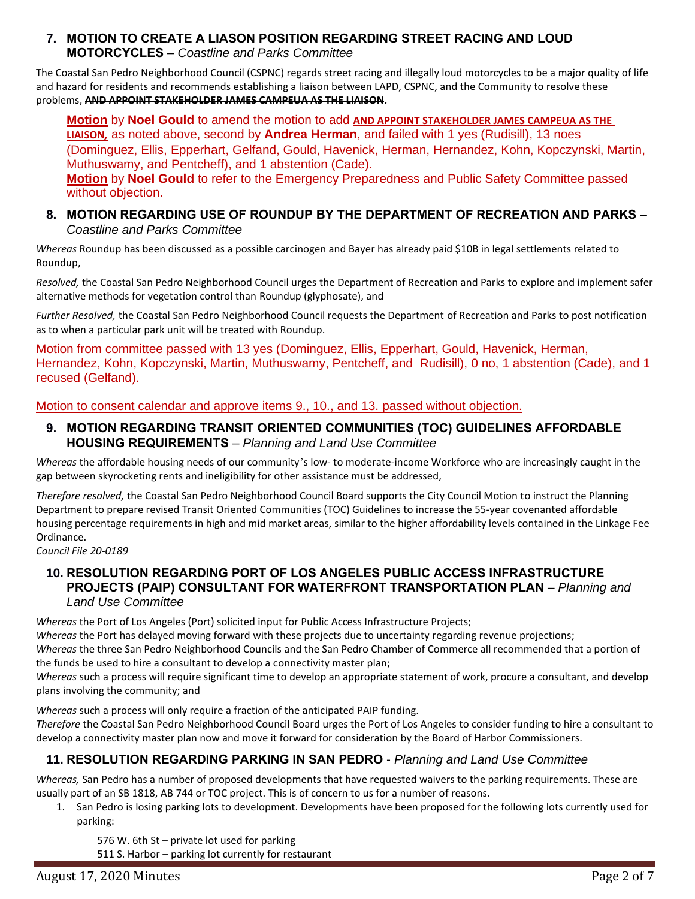### 7. MOTION TO CREATE A LIASON POSITION REGARDING STREET RACING AND LOUD MOTORCYCLES – *Coastline and Parks Committee*

The Coastal San Pedro Neighborhood Council (CSPNC) regards street racing and illegally loud motorcycles to be a major quality of life and hazard for residents and recommends establishing a liaison between LAPD, CSPNC, and the Community to resolve these problems, ~~**AND APPOINT STAKEHOLDER JAMES CAMPEUA AS THE LIAISON**~~.

> **Motion** by **Noel Gould** to amend the motion to add **AND APPOINT STAKEHOLDER JAMES CAMPEUA AS THE LIAISON,** as noted above, second by **Andrea Herman**, and failed with 1 yes (Rudisill), 13 noes (Dominguez, Ellis, Epperhart, Gelfand, Gould, Havenick, Herman, Hernandez, Kohn, Kopczynski, Martin, Muthuswamy, and Pentcheff), and 1 abstention (Cade).
>
> **Motion** by **Noel Gould** to refer to the Emergency Preparedness and Public Safety Committee passed without objection.

### 8. MOTION REGARDING USE OF ROUNDUP BY THE DEPARTMENT OF RECREATION AND PARKS – *Coastline and Parks Committee*

*Whereas* Roundup has been discussed as a possible carcinogen and Bayer has already paid $10B in legal settlements related to Roundup,

*Resolved,* the Coastal San Pedro Neighborhood Council urges the Department of Recreation and Parks to explore and implement safer alternative methods for vegetation control than Roundup (glyphosate), and

*Further Resolved,* the Coastal San Pedro Neighborhood Council requests the Department of Recreation and Parks to post notification as to when a particular park unit will be treated with Roundup.

Motion from committee passed with 13 yes (Dominguez, Ellis, Epperhart, Gould, Havenick, Herman, Hernandez, Kohn, Kopczynski, Martin, Muthuswamy, Pentcheff, and Rudisill), 0 no, 1 abstention (Cade), and 1 recused (Gelfand).

Motion to consent calendar and approve items 9., 10., and 13. passed without objection.

### 9. MOTION REGARDING TRANSIT ORIENTED COMMUNITIES (TOC) GUIDELINES AFFORDABLE HOUSING REQUIREMENTS – *Planning and Land Use Committee*

*Whereas* the affordable housing needs of our community's low- to moderate-income Workforce who are increasingly caught in the gap between skyrocketing rents and ineligibility for other assistance must be addressed,

*Therefore resolved,* the Coastal San Pedro Neighborhood Council Board supports the City Council Motion to instruct the Planning Department to prepare revised Transit Oriented Communities (TOC) Guidelines to increase the 55-year covenanted affordable housing percentage requirements in high and mid market areas, similar to the higher affordability levels contained in the Linkage Fee Ordinance.

*Council File 20-0189*

### 10. RESOLUTION REGARDING PORT OF LOS ANGELES PUBLIC ACCESS INFRASTRUCTURE PROJECTS (PAIP) CONSULTANT FOR WATERFRONT TRANSPORTATION PLAN – *Planning and Land Use Committee*

*Whereas* the Port of Los Angeles (Port) solicited input for Public Access Infrastructure Projects;
*Whereas* the Port has delayed moving forward with these projects due to uncertainty regarding revenue projections;
*Whereas* the three San Pedro Neighborhood Councils and the San Pedro Chamber of Commerce all recommended that a portion of the funds be used to hire a consultant to develop a connectivity master plan;
*Whereas* such a process will require significant time to develop an appropriate statement of work, procure a consultant, and develop plans involving the community; and

*Whereas* such a process will only require a fraction of the anticipated PAIP funding.
*Therefore* the Coastal San Pedro Neighborhood Council Board urges the Port of Los Angeles to consider funding to hire a consultant to develop a connectivity master plan now and move it forward for consideration by the Board of Harbor Commissioners.

### 11. RESOLUTION REGARDING PARKING IN SAN PEDRO - *Planning and Land Use Committee*

*Whereas,* San Pedro has a number of proposed developments that have requested waivers to the parking requirements. These are usually part of an SB 1818, AB 744 or TOC project. This is of concern to us for a number of reasons.

1. San Pedro is losing parking lots to development. Developments have been proposed for the following lots currently used for parking:

   576 W. 6th St – private lot used for parking
   511 S. Harbor – parking lot currently for restaurant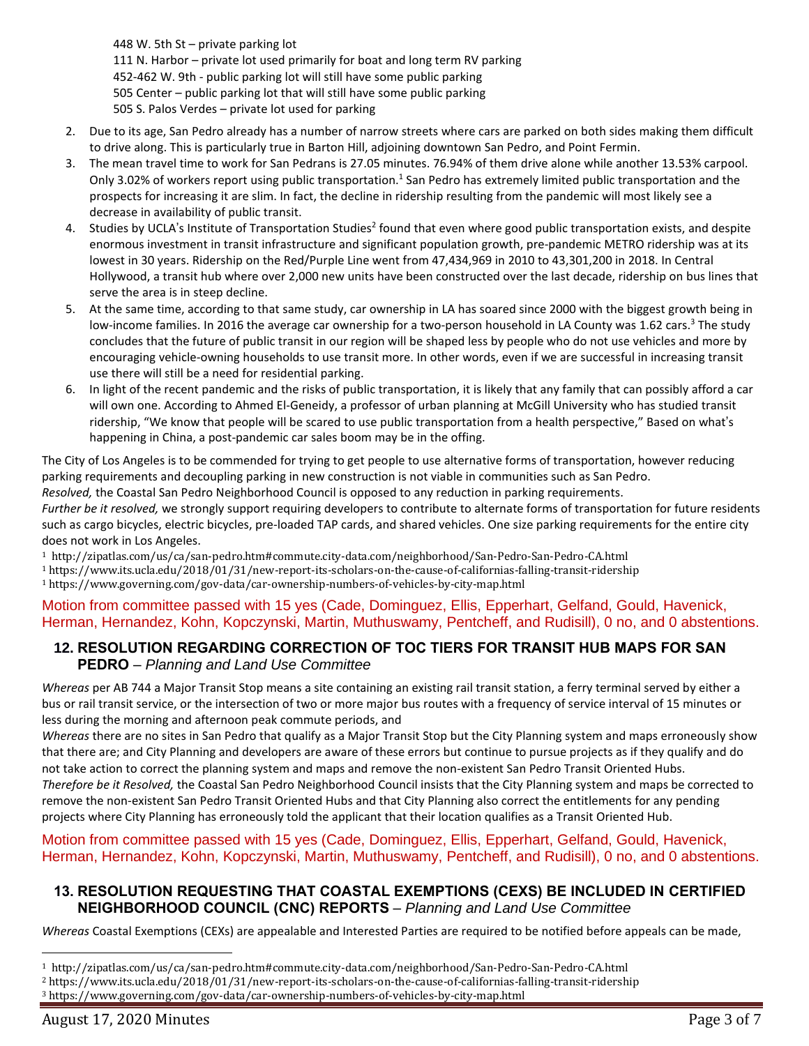448 W. 5th St – private parking lot
111 N. Harbor – private lot used primarily for boat and long term RV parking
452-462 W. 9th - public parking lot will still have some public parking
505 Center – public parking lot that will still have some public parking
505 S. Palos Verdes – private lot used for parking

2. Due to its age, San Pedro already has a number of narrow streets where cars are parked on both sides making them difficult to drive along. This is particularly true in Barton Hill, adjoining downtown San Pedro, and Point Fermin.
3. The mean travel time to work for San Pedrans is 27.05 minutes. 76.94% of them drive alone while another 13.53% carpool. Only 3.02% of workers report using public transportation.[1] San Pedro has extremely limited public transportation and the prospects for increasing it are slim. In fact, the decline in ridership resulting from the pandemic will most likely see a decrease in availability of public transit.
4. Studies by UCLA's Institute of Transportation Studies[2] found that even where good public transportation exists, and despite enormous investment in transit infrastructure and significant population growth, pre-pandemic METRO ridership was at its lowest in 30 years. Ridership on the Red/Purple Line went from 47,434,969 in 2010 to 43,301,200 in 2018. In Central Hollywood, a transit hub where over 2,000 new units have been constructed over the last decade, ridership on bus lines that serve the area is in steep decline.
5. At the same time, according to that same study, car ownership in LA has soared since 2000 with the biggest growth being in low-income families. In 2016 the average car ownership for a two-person household in LA County was 1.62 cars.[3] The study concludes that the future of public transit in our region will be shaped less by people who do not use vehicles and more by encouraging vehicle-owning households to use transit more. In other words, even if we are successful in increasing transit use there will still be a need for residential parking.
6. In light of the recent pandemic and the risks of public transportation, it is likely that any family that can possibly afford a car will own one. According to Ahmed El-Geneidy, a professor of urban planning at McGill University who has studied transit ridership, "We know that people will be scared to use public transportation from a health perspective," Based on what's happening in China, a post-pandemic car sales boom may be in the offing.

The City of Los Angeles is to be commended for trying to get people to use alternative forms of transportation, however reducing parking requirements and decoupling parking in new construction is not viable in communities such as San Pedro.
*Resolved,* the Coastal San Pedro Neighborhood Council is opposed to any reduction in parking requirements.
*Further be it resolved,* we strongly support requiring developers to contribute to alternate forms of transportation for future residents such as cargo bicycles, electric bicycles, pre-loaded TAP cards, and shared vehicles. One size parking requirements for the entire city does not work in Los Angeles.

[1] http://zipatlas.com/us/ca/san-pedro.htm#commute.city-data.com/neighborhood/San-Pedro-San-Pedro-CA.html
[1] https://www.its.ucla.edu/2018/01/31/new-report-its-scholars-on-the-cause-of-californias-falling-transit-ridership
[1] https://www.governing.com/gov-data/car-ownership-numbers-of-vehicles-by-city-map.html

Motion from committee passed with 15 yes (Cade, Dominguez, Ellis, Epperhart, Gelfand, Gould, Havenick, Herman, Hernandez, Kohn, Kopczynski, Martin, Muthuswamy, Pentcheff, and Rudisill), 0 no, and 0 abstentions.

## 12. RESOLUTION REGARDING CORRECTION OF TOC TIERS FOR TRANSIT HUB MAPS FOR SAN PEDRO – *Planning and Land Use Committee*

*Whereas* per AB 744 a Major Transit Stop means a site containing an existing rail transit station, a ferry terminal served by either a bus or rail transit service, or the intersection of two or more major bus routes with a frequency of service interval of 15 minutes or less during the morning and afternoon peak commute periods, and
*Whereas* there are no sites in San Pedro that qualify as a Major Transit Stop but the City Planning system and maps erroneously show that there are; and City Planning and developers are aware of these errors but continue to pursue projects as if they qualify and do not take action to correct the planning system and maps and remove the non-existent San Pedro Transit Oriented Hubs.
*Therefore be it Resolved,* the Coastal San Pedro Neighborhood Council insists that the City Planning system and maps be corrected to remove the non-existent San Pedro Transit Oriented Hubs and that City Planning also correct the entitlements for any pending projects where City Planning has erroneously told the applicant that their location qualifies as a Transit Oriented Hub.

Motion from committee passed with 15 yes (Cade, Dominguez, Ellis, Epperhart, Gelfand, Gould, Havenick, Herman, Hernandez, Kohn, Kopczynski, Martin, Muthuswamy, Pentcheff, and Rudisill), 0 no, and 0 abstentions.

## 13. RESOLUTION REQUESTING THAT COASTAL EXEMPTIONS (CEXS) BE INCLUDED IN CERTIFIED NEIGHBORHOOD COUNCIL (CNC) REPORTS – *Planning and Land Use Committee*

*Whereas* Coastal Exemptions (CEXs) are appealable and Interested Parties are required to be notified before appeals can be made,

---

[1] http://zipatlas.com/us/ca/san-pedro.htm#commute.city-data.com/neighborhood/San-Pedro-San-Pedro-CA.html
[2] https://www.its.ucla.edu/2018/01/31/new-report-its-scholars-on-the-cause-of-californias-falling-transit-ridership
[3] https://www.governing.com/gov-data/car-ownership-numbers-of-vehicles-by-city-map.html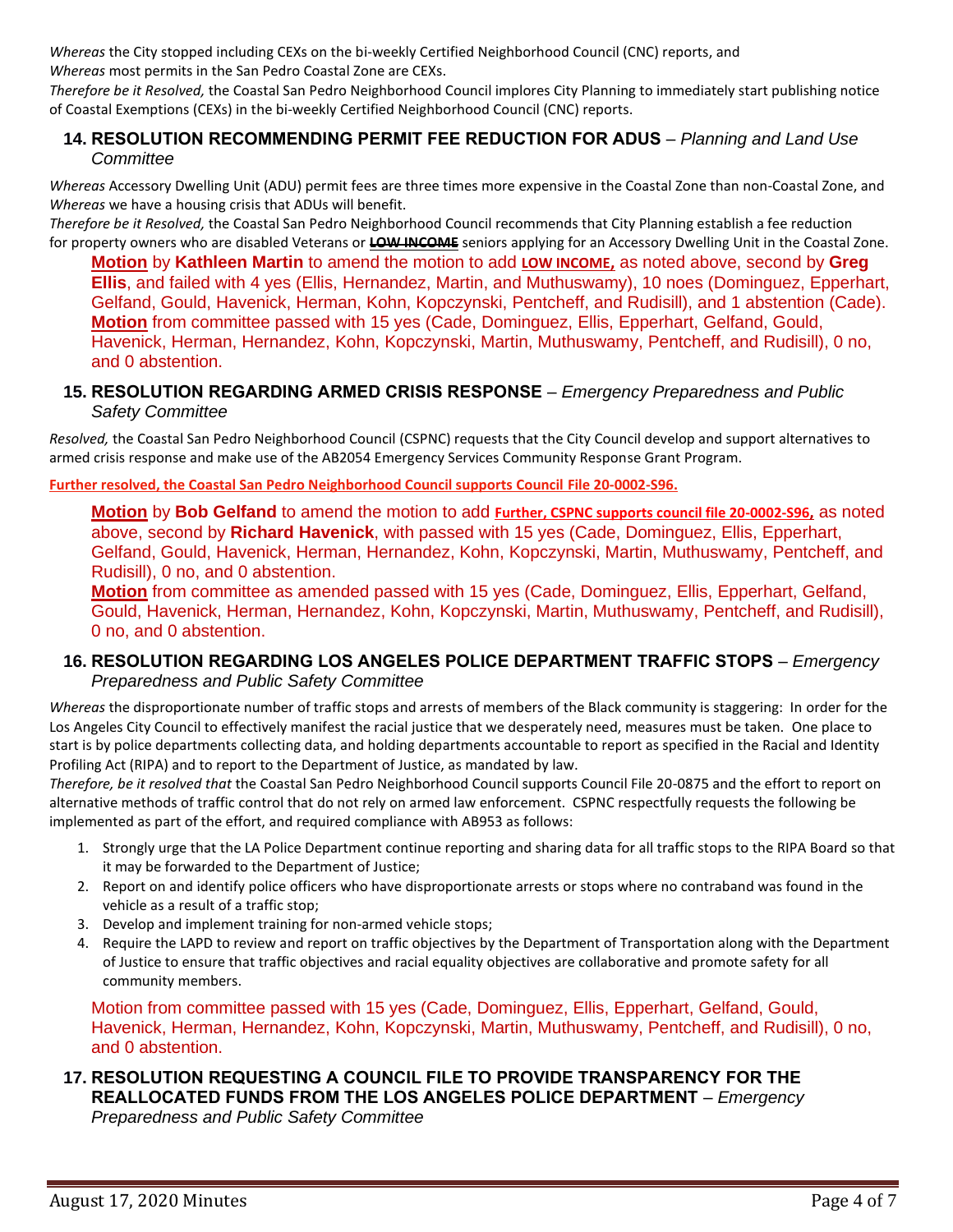*Whereas* the City stopped including CEXs on the bi-weekly Certified Neighborhood Council (CNC) reports, and
*Whereas* most permits in the San Pedro Coastal Zone are CEXs.
*Therefore be it Resolved,* the Coastal San Pedro Neighborhood Council implores City Planning to immediately start publishing notice of Coastal Exemptions (CEXs) in the bi-weekly Certified Neighborhood Council (CNC) reports.

### 14. RESOLUTION RECOMMENDING PERMIT FEE REDUCTION FOR ADUS – *Planning and Land Use Committee*

*Whereas* Accessory Dwelling Unit (ADU) permit fees are three times more expensive in the Coastal Zone than non-Coastal Zone, and
*Whereas* we have a housing crisis that ADUs will benefit.
*Therefore be it Resolved,* the Coastal San Pedro Neighborhood Council recommends that City Planning establish a fee reduction for property owners who are disabled Veterans or ~~**LOW INCOME**~~ seniors applying for an Accessory Dwelling Unit in the Coastal Zone.

**Motion** by **Kathleen Martin** to amend the motion to add **LOW INCOME,** as noted above, second by **Greg Ellis**, and failed with 4 yes (Ellis, Hernandez, Martin, and Muthuswamy), 10 noes (Dominguez, Epperhart, Gelfand, Gould, Havenick, Herman, Kohn, Kopczynski, Pentcheff, and Rudisill), and 1 abstention (Cade).
**Motion** from committee passed with 15 yes (Cade, Dominguez, Ellis, Epperhart, Gelfand, Gould, Havenick, Herman, Hernandez, Kohn, Kopczynski, Martin, Muthuswamy, Pentcheff, and Rudisill), 0 no, and 0 abstention.

### 15. RESOLUTION REGARDING ARMED CRISIS RESPONSE – *Emergency Preparedness and Public Safety Committee*

*Resolved,* the Coastal San Pedro Neighborhood Council (CSPNC) requests that the City Council develop and support alternatives to armed crisis response and make use of the AB2054 Emergency Services Community Response Grant Program.

**Further resolved, the Coastal San Pedro Neighborhood Council supports Council File 20-0002-S96.**

**Motion** by **Bob Gelfand** to amend the motion to add **Further, CSPNC supports council file 20-0002-S96,** as noted above, second by **Richard Havenick**, with passed with 15 yes (Cade, Dominguez, Ellis, Epperhart, Gelfand, Gould, Havenick, Herman, Hernandez, Kohn, Kopczynski, Martin, Muthuswamy, Pentcheff, and Rudisill), 0 no, and 0 abstention.
**Motion** from committee as amended passed with 15 yes (Cade, Dominguez, Ellis, Epperhart, Gelfand, Gould, Havenick, Herman, Hernandez, Kohn, Kopczynski, Martin, Muthuswamy, Pentcheff, and Rudisill), 0 no, and 0 abstention.

### 16. RESOLUTION REGARDING LOS ANGELES POLICE DEPARTMENT TRAFFIC STOPS – *Emergency Preparedness and Public Safety Committee*

*Whereas* the disproportionate number of traffic stops and arrests of members of the Black community is staggering: In order for the Los Angeles City Council to effectively manifest the racial justice that we desperately need, measures must be taken. One place to start is by police departments collecting data, and holding departments accountable to report as specified in the Racial and Identity Profiling Act (RIPA) and to report to the Department of Justice, as mandated by law.
*Therefore, be it resolved that* the Coastal San Pedro Neighborhood Council supports Council File 20-0875 and the effort to report on alternative methods of traffic control that do not rely on armed law enforcement. CSPNC respectfully requests the following be implemented as part of the effort, and required compliance with AB953 as follows:

1. Strongly urge that the LA Police Department continue reporting and sharing data for all traffic stops to the RIPA Board so that it may be forwarded to the Department of Justice;
2. Report on and identify police officers who have disproportionate arrests or stops where no contraband was found in the vehicle as a result of a traffic stop;
3. Develop and implement training for non-armed vehicle stops;
4. Require the LAPD to review and report on traffic objectives by the Department of Transportation along with the Department of Justice to ensure that traffic objectives and racial equality objectives are collaborative and promote safety for all community members.

Motion from committee passed with 15 yes (Cade, Dominguez, Ellis, Epperhart, Gelfand, Gould, Havenick, Herman, Hernandez, Kohn, Kopczynski, Martin, Muthuswamy, Pentcheff, and Rudisill), 0 no, and 0 abstention.

### 17. RESOLUTION REQUESTING A COUNCIL FILE TO PROVIDE TRANSPARENCY FOR THE REALLOCATED FUNDS FROM THE LOS ANGELES POLICE DEPARTMENT – *Emergency Preparedness and Public Safety Committee*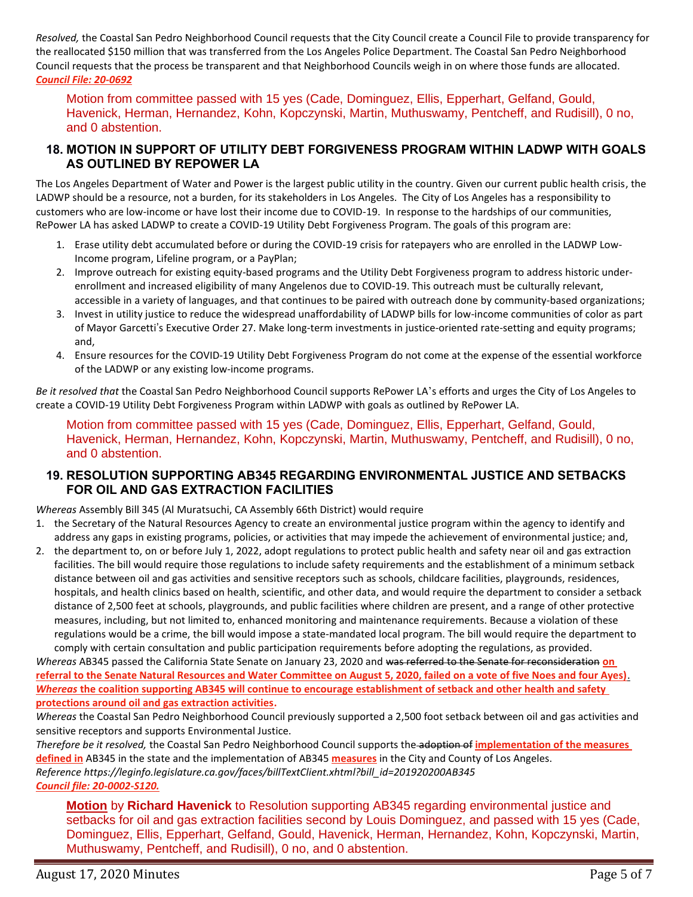*Resolved,* the Coastal San Pedro Neighborhood Council requests that the City Council create a Council File to provide transparency for the reallocated $150 million that was transferred from the Los Angeles Police Department. The Coastal San Pedro Neighborhood Council requests that the process be transparent and that Neighborhood Councils weigh in on where those funds are allocated.
***Council File: 20-0692***

Motion from committee passed with 15 yes (Cade, Dominguez, Ellis, Epperhart, Gelfand, Gould, Havenick, Herman, Hernandez, Kohn, Kopczynski, Martin, Muthuswamy, Pentcheff, and Rudisill), 0 no, and 0 abstention.

## 18. MOTION IN SUPPORT OF UTILITY DEBT FORGIVENESS PROGRAM WITHIN LADWP WITH GOALS AS OUTLINED BY REPOWER LA

The Los Angeles Department of Water and Power is the largest public utility in the country. Given our current public health crisis, the LADWP should be a resource, not a burden, for its stakeholders in Los Angeles. The City of Los Angeles has a responsibility to customers who are low-income or have lost their income due to COVID-19. In response to the hardships of our communities, RePower LA has asked LADWP to create a COVID-19 Utility Debt Forgiveness Program. The goals of this program are:

1. Erase utility debt accumulated before or during the COVID-19 crisis for ratepayers who are enrolled in the LADWP Low-Income program, Lifeline program, or a PayPlan;
2. Improve outreach for existing equity-based programs and the Utility Debt Forgiveness program to address historic under-enrollment and increased eligibility of many Angelenos due to COVID-19. This outreach must be culturally relevant, accessible in a variety of languages, and that continues to be paired with outreach done by community-based organizations;
3. Invest in utility justice to reduce the widespread unaffordability of LADWP bills for low-income communities of color as part of Mayor Garcetti's Executive Order 27. Make long-term investments in justice-oriented rate-setting and equity programs; and,
4. Ensure resources for the COVID-19 Utility Debt Forgiveness Program do not come at the expense of the essential workforce of the LADWP or any existing low-income programs.

*Be it resolved that* the Coastal San Pedro Neighborhood Council supports RePower LA's efforts and urges the City of Los Angeles to create a COVID-19 Utility Debt Forgiveness Program within LADWP with goals as outlined by RePower LA.

Motion from committee passed with 15 yes (Cade, Dominguez, Ellis, Epperhart, Gelfand, Gould, Havenick, Herman, Hernandez, Kohn, Kopczynski, Martin, Muthuswamy, Pentcheff, and Rudisill), 0 no, and 0 abstention.

## 19. RESOLUTION SUPPORTING AB345 REGARDING ENVIRONMENTAL JUSTICE AND SETBACKS FOR OIL AND GAS EXTRACTION FACILITIES

*Whereas* Assembly Bill 345 (Al Muratsuchi, CA Assembly 66th District) would require

1. the Secretary of the Natural Resources Agency to create an environmental justice program within the agency to identify and address any gaps in existing programs, policies, or activities that may impede the achievement of environmental justice; and,
2. the department to, on or before July 1, 2022, adopt regulations to protect public health and safety near oil and gas extraction facilities. The bill would require those regulations to include safety requirements and the establishment of a minimum setback distance between oil and gas activities and sensitive receptors such as schools, childcare facilities, playgrounds, residences, hospitals, and health clinics based on health, scientific, and other data, and would require the department to consider a setback distance of 2,500 feet at schools, playgrounds, and public facilities where children are present, and a range of other protective measures, including, but not limited to, enhanced monitoring and maintenance requirements. Because a violation of these regulations would be a crime, the bill would impose a state-mandated local program. The bill would require the department to comply with certain consultation and public participation requirements before adopting the regulations, as provided.

*Whereas* AB345 passed the California State Senate on January 23, 2020 and ~~was referred to the Senate for reconsideration~~ **on referral to the Senate Natural Resources and Water Committee on August 5, 2020, failed on a vote of five Noes and four Ayes)**.
***Whereas* the coalition supporting AB345 will continue to encourage establishment of setback and other health and safety protections around oil and gas extraction activities.**

*Whereas* the Coastal San Pedro Neighborhood Council previously supported a 2,500 foot setback between oil and gas activities and sensitive receptors and supports Environmental Justice.

*Therefore be it resolved,* the Coastal San Pedro Neighborhood Council supports the ~~adoption of~~ **implementation of the measures defined in** AB345 in the state and the implementation of AB345 **measures** in the City and County of Los Angeles.
*Reference https://leginfo.legislature.ca.gov/faces/billTextClient.xhtml?bill_id=201920200AB345*
***Council file: 20-0002-S120.***

**Motion** by **Richard Havenick** to Resolution supporting AB345 regarding environmental justice and setbacks for oil and gas extraction facilities second by Louis Dominguez, and passed with 15 yes (Cade, Dominguez, Ellis, Epperhart, Gelfand, Gould, Havenick, Herman, Hernandez, Kohn, Kopczynski, Martin, Muthuswamy, Pentcheff, and Rudisill), 0 no, and 0 abstention.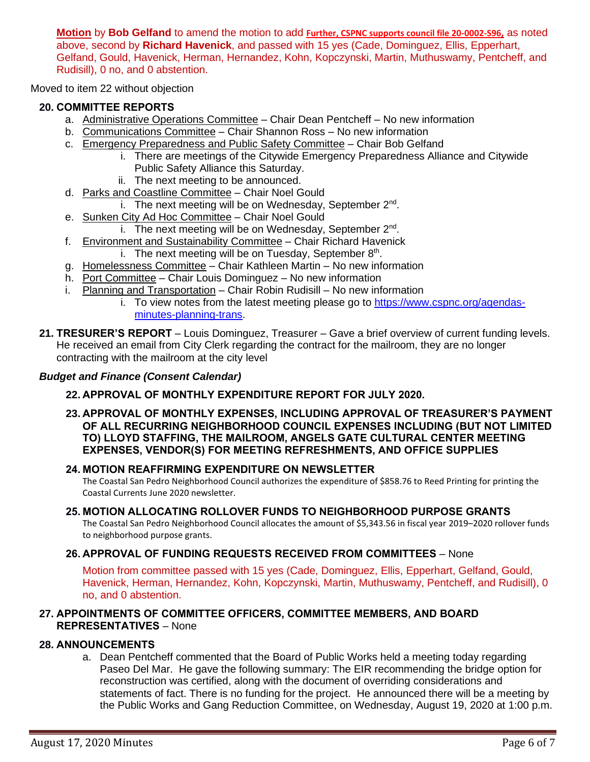**Motion** by **Bob Gelfand** to amend the motion to add **Further, CSPNC supports council file 20-0002-S96,** as noted above, second by **Richard Havenick**, and passed with 15 yes (Cade, Dominguez, Ellis, Epperhart, Gelfand, Gould, Havenick, Herman, Hernandez, Kohn, Kopczynski, Martin, Muthuswamy, Pentcheff, and Rudisill), 0 no, and 0 abstention.

Moved to item 22 without objection

**20. COMMITTEE REPORTS**

a. Administrative Operations Committee – Chair Dean Pentcheff – No new information
b. Communications Committee – Chair Shannon Ross – No new information
c. Emergency Preparedness and Public Safety Committee – Chair Bob Gelfand
   i. There are meetings of the Citywide Emergency Preparedness Alliance and Citywide Public Safety Alliance this Saturday.
   ii. The next meeting to be announced.
d. Parks and Coastline Committee – Chair Noel Gould
   i. The next meeting will be on Wednesday, September 2nd.
e. Sunken City Ad Hoc Committee – Chair Noel Gould
   i. The next meeting will be on Wednesday, September 2nd.
f. Environment and Sustainability Committee – Chair Richard Havenick
   i. The next meeting will be on Tuesday, September 8th.
g. Homelessness Committee – Chair Kathleen Martin – No new information
h. Port Committee – Chair Louis Dominguez – No new information
i. Planning and Transportation – Chair Robin Rudisill – No new information
   i. To view notes from the latest meeting please go to https://www.cspnc.org/agendas-minutes-planning-trans.

**21. TRESURER'S REPORT** – Louis Dominguez, Treasurer – Gave a brief overview of current funding levels. He received an email from City Clerk regarding the contract for the mailroom, they are no longer contracting with the mailroom at the city level

***Budget and Finance (Consent Calendar)***

**22. APPROVAL OF MONTHLY EXPENDITURE REPORT FOR JULY 2020.**

**23. APPROVAL OF MONTHLY EXPENSES, INCLUDING APPROVAL OF TREASURER'S PAYMENT OF ALL RECURRING NEIGHBORHOOD COUNCIL EXPENSES INCLUDING (BUT NOT LIMITED TO) LLOYD STAFFING, THE MAILROOM, ANGELS GATE CULTURAL CENTER MEETING EXPENSES, VENDOR(S) FOR MEETING REFRESHMENTS, AND OFFICE SUPPLIES**

**24. MOTION REAFFIRMING EXPENDITURE ON NEWSLETTER**

The Coastal San Pedro Neighborhood Council authorizes the expenditure of $858.76 to Reed Printing for printing the Coastal Currents June 2020 newsletter.

**25. MOTION ALLOCATING ROLLOVER FUNDS TO NEIGHBORHOOD PURPOSE GRANTS**

The Coastal San Pedro Neighborhood Council allocates the amount of $5,343.56 in fiscal year 2019–2020 rollover funds to neighborhood purpose grants.

**26. APPROVAL OF FUNDING REQUESTS RECEIVED FROM COMMITTEES** – None

Motion from committee passed with 15 yes (Cade, Dominguez, Ellis, Epperhart, Gelfand, Gould, Havenick, Herman, Hernandez, Kohn, Kopczynski, Martin, Muthuswamy, Pentcheff, and Rudisill), 0 no, and 0 abstention.

**27. APPOINTMENTS OF COMMITTEE OFFICERS, COMMITTEE MEMBERS, AND BOARD REPRESENTATIVES** – None

**28. ANNOUNCEMENTS**

a. Dean Pentcheff commented that the Board of Public Works held a meeting today regarding Paseo Del Mar. He gave the following summary: The EIR recommending the bridge option for reconstruction was certified, along with the document of overriding considerations and statements of fact. There is no funding for the project. He announced there will be a meeting by the Public Works and Gang Reduction Committee, on Wednesday, August 19, 2020 at 1:00 p.m.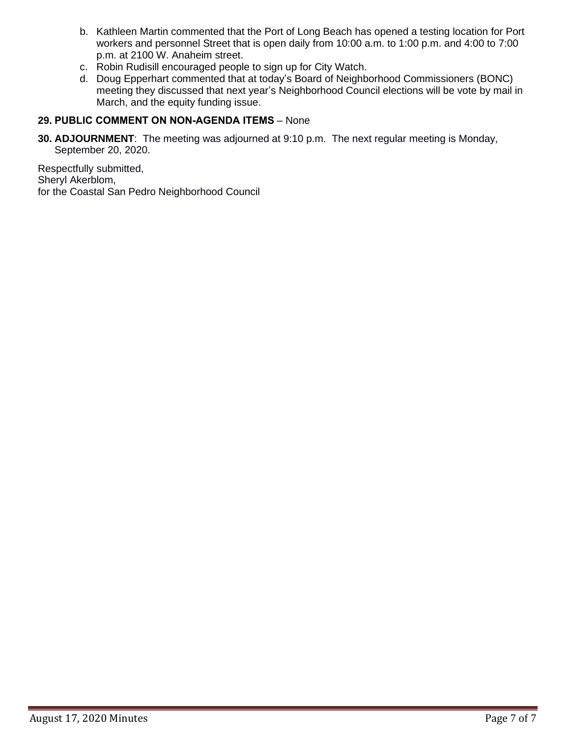b. Kathleen Martin commented that the Port of Long Beach has opened a testing location for Port workers and personnel Street that is open daily from 10:00 a.m. to 1:00 p.m. and 4:00 to 7:00 p.m. at 2100 W. Anaheim street.
c. Robin Rudisill encouraged people to sign up for City Watch.
d. Doug Epperhart commented that at today's Board of Neighborhood Commissioners (BONC) meeting they discussed that next year's Neighborhood Council elections will be vote by mail in March, and the equity funding issue.

**29. PUBLIC COMMENT ON NON-AGENDA ITEMS** – None

**30. ADJOURNMENT**: The meeting was adjourned at 9:10 p.m. The next regular meeting is Monday, September 20, 2020.

Respectfully submitted,
Sheryl Akerblom,
for the Coastal San Pedro Neighborhood Council